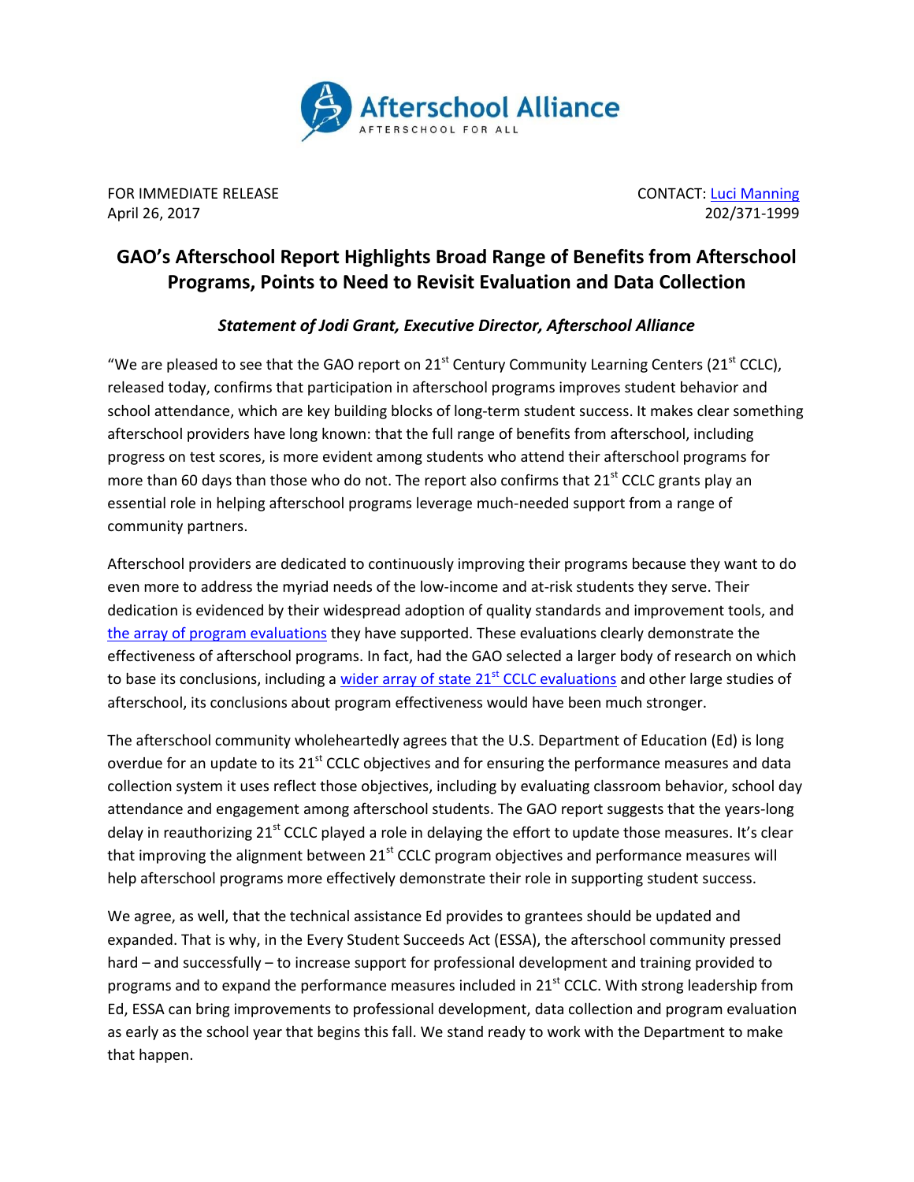Afterschool Alliance
AFTERSCHOOL FOR ALL

FOR IMMEDIATE RELEASE
April 26, 2017

CONTACT: Luci Manning
202/371-1999

# GAO's Afterschool Report Highlights Broad Range of Benefits from Afterschool Programs, Points to Need to Revisit Evaluation and Data Collection

### *Statement of Jodi Grant, Executive Director, Afterschool Alliance*

"We are pleased to see that the GAO report on 21st Century Community Learning Centers (21st CCLC), released today, confirms that participation in afterschool programs improves student behavior and school attendance, which are key building blocks of long-term student success. It makes clear something afterschool providers have long known: that the full range of benefits from afterschool, including progress on test scores, is more evident among students who attend their afterschool programs for more than 60 days than those who do not. The report also confirms that 21st CCLC grants play an essential role in helping afterschool programs leverage much-needed support from a range of community partners.

Afterschool providers are dedicated to continuously improving their programs because they want to do even more to address the myriad needs of the low-income and at-risk students they serve. Their dedication is evidenced by their widespread adoption of quality standards and improvement tools, and the array of program evaluations they have supported. These evaluations clearly demonstrate the effectiveness of afterschool programs. In fact, had the GAO selected a larger body of research on which to base its conclusions, including a wider array of state 21st CCLC evaluations and other large studies of afterschool, its conclusions about program effectiveness would have been much stronger.

The afterschool community wholeheartedly agrees that the U.S. Department of Education (Ed) is long overdue for an update to its 21st CCLC objectives and for ensuring the performance measures and data collection system it uses reflect those objectives, including by evaluating classroom behavior, school day attendance and engagement among afterschool students. The GAO report suggests that the years-long delay in reauthorizing 21st CCLC played a role in delaying the effort to update those measures. It's clear that improving the alignment between 21st CCLC program objectives and performance measures will help afterschool programs more effectively demonstrate their role in supporting student success.

We agree, as well, that the technical assistance Ed provides to grantees should be updated and expanded. That is why, in the Every Student Succeeds Act (ESSA), the afterschool community pressed hard – and successfully – to increase support for professional development and training provided to programs and to expand the performance measures included in 21st CCLC. With strong leadership from Ed, ESSA can bring improvements to professional development, data collection and program evaluation as early as the school year that begins this fall. We stand ready to work with the Department to make that happen.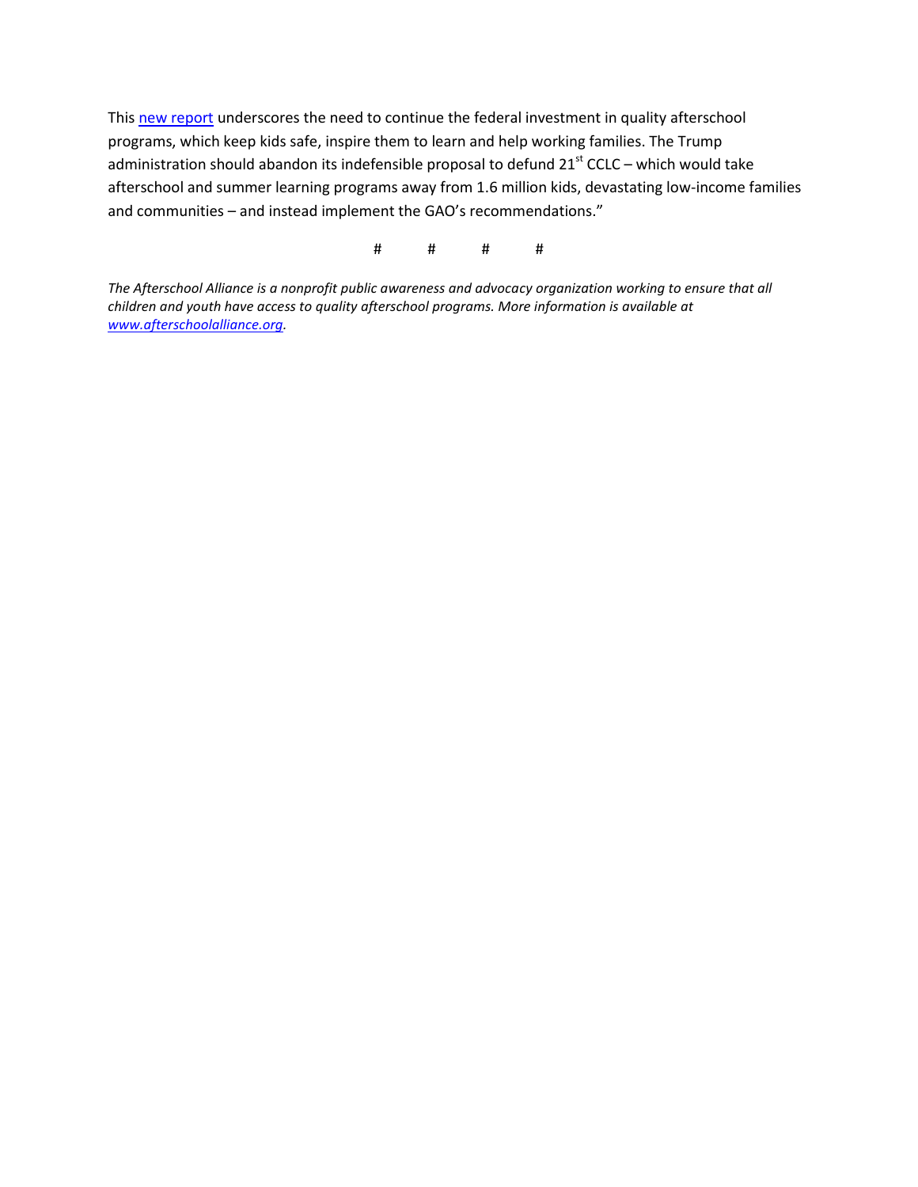This new report underscores the need to continue the federal investment in quality afterschool programs, which keep kids safe, inspire them to learn and help working families. The Trump administration should abandon its indefensible proposal to defund 21st CCLC – which would take afterschool and summer learning programs away from 1.6 million kids, devastating low-income families and communities – and instead implement the GAO's recommendations."

\# # # #

*The Afterschool Alliance is a nonprofit public awareness and advocacy organization working to ensure that all children and youth have access to quality afterschool programs. More information is available at www.afterschoolalliance.org.*